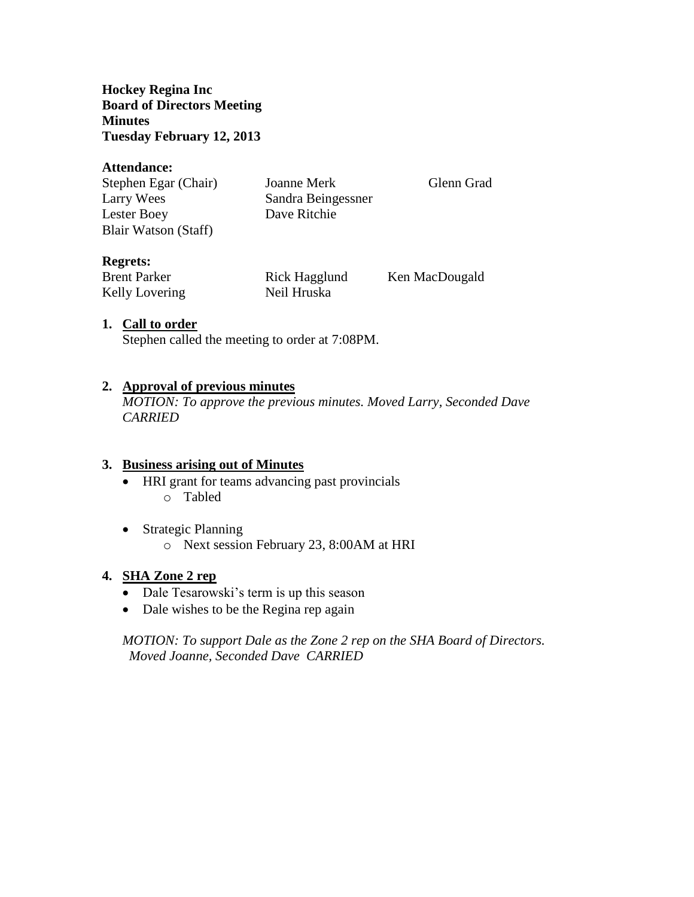**Hockey Regina Inc**
**Board of Directors Meeting**
**Minutes**
**Tuesday February 12, 2013**

**Attendance:**

| | | |
|---|---|---|
| Stephen Egar (Chair) | Joanne Merk | Glenn Grad |
| Larry Wees | Sandra Beingessner | |
| Lester Boey | Dave Ritchie | |
| Blair Watson (Staff) | | |

**Regrets:**

| | | |
|---|---|---|
| Brent Parker | Rick Hagglund | Ken MacDougald |
| Kelly Lovering | Neil Hruska | |

1. **Call to order**
   Stephen called the meeting to order at 7:08PM.

2. **Approval of previous minutes**
   *MOTION: To approve the previous minutes. Moved Larry, Seconded Dave CARRIED*

3. **Business arising out of Minutes**
   - HRI grant for teams advancing past provincials
     - Tabled
   - Strategic Planning
     - Next session February 23, 8:00AM at HRI

4. **SHA Zone 2 rep**
   - Dale Tesarowski's term is up this season
   - Dale wishes to be the Regina rep again

   *MOTION: To support Dale as the Zone 2 rep on the SHA Board of Directors. Moved Joanne, Seconded Dave CARRIED*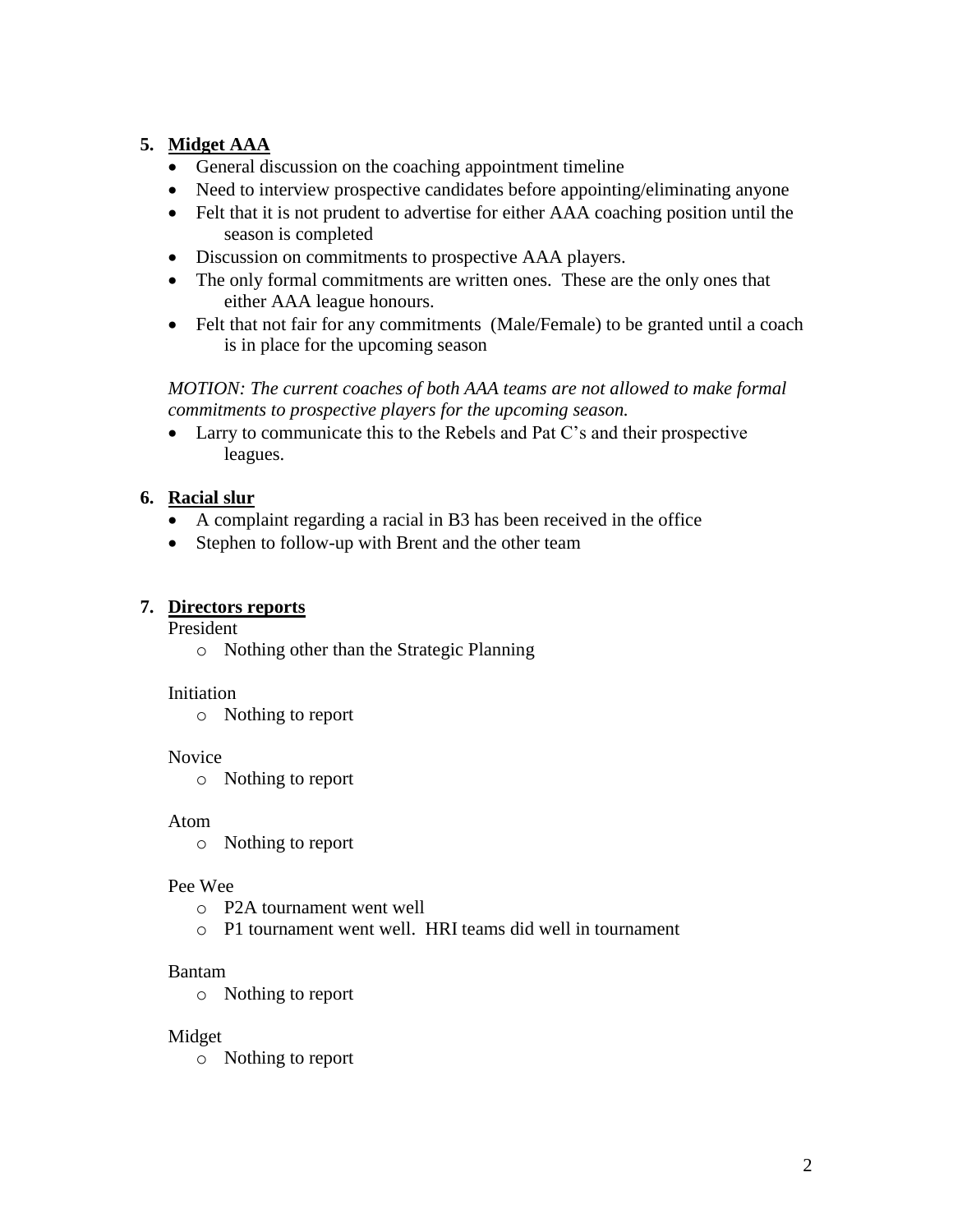## 5. Midget AAA

- General discussion on the coaching appointment timeline
- Need to interview prospective candidates before appointing/eliminating anyone
- Felt that it is not prudent to advertise for either AAA coaching position until the season is completed
- Discussion on commitments to prospective AAA players.
- The only formal commitments are written ones. These are the only ones that either AAA league honours.
- Felt that not fair for any commitments (Male/Female) to be granted until a coach is in place for the upcoming season

*MOTION: The current coaches of both AAA teams are not allowed to make formal commitments to prospective players for the upcoming season.*

- Larry to communicate this to the Rebels and Pat C's and their prospective leagues.

## 6. Racial slur

- A complaint regarding a racial in B3 has been received in the office
- Stephen to follow-up with Brent and the other team

## 7. Directors reports

President

- Nothing other than the Strategic Planning

Initiation

- Nothing to report

Novice

- Nothing to report

Atom

- Nothing to report

Pee Wee

- P2A tournament went well
- P1 tournament went well. HRI teams did well in tournament

Bantam

- Nothing to report

Midget

- Nothing to report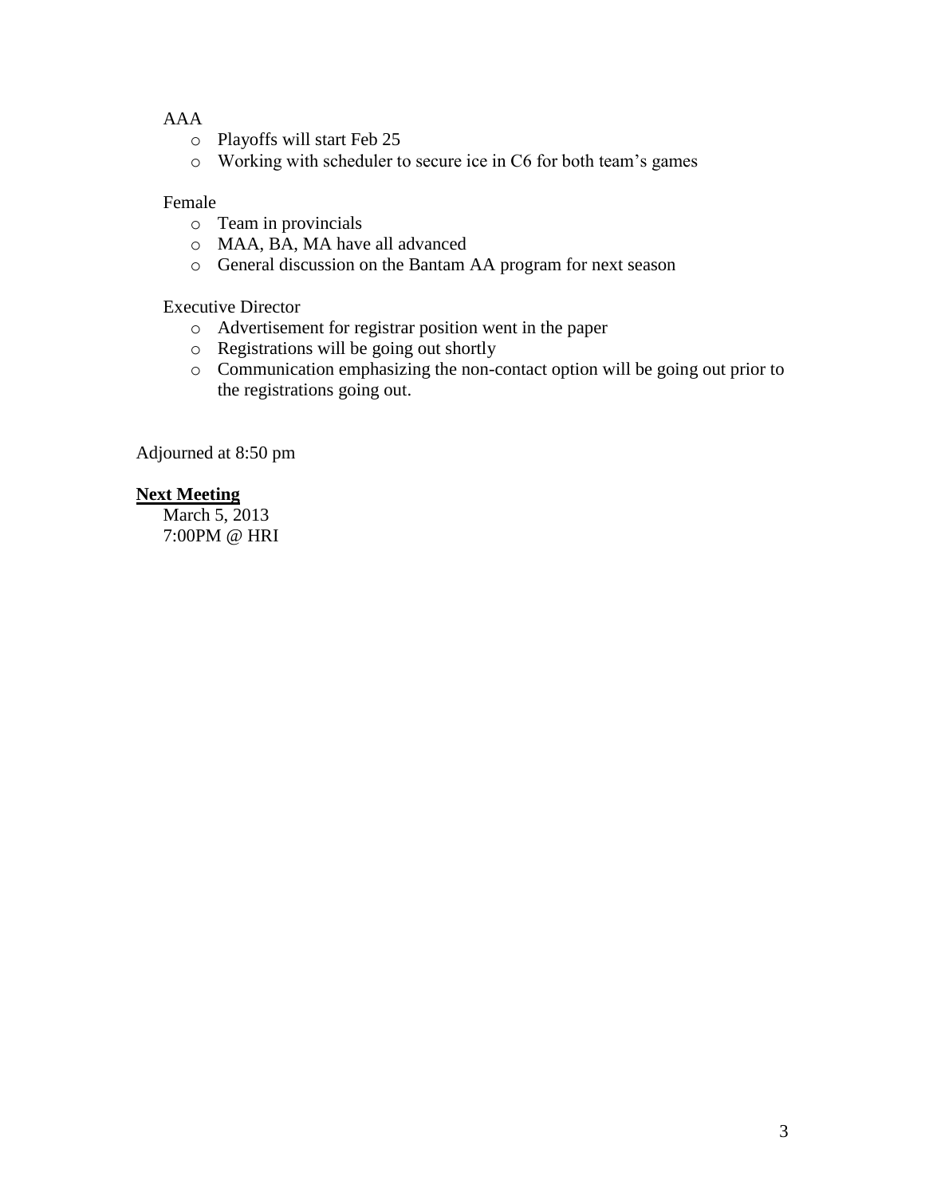AAA

- Playoffs will start Feb 25
- Working with scheduler to secure ice in C6 for both team's games

Female

- Team in provincials
- MAA, BA, MA have all advanced
- General discussion on the Bantam AA program for next season

Executive Director

- Advertisement for registrar position went in the paper
- Registrations will be going out shortly
- Communication emphasizing the non-contact option will be going out prior to the registrations going out.

Adjourned at 8:50 pm

**Next Meeting**

March 5, 2013
7:00PM @ HRI